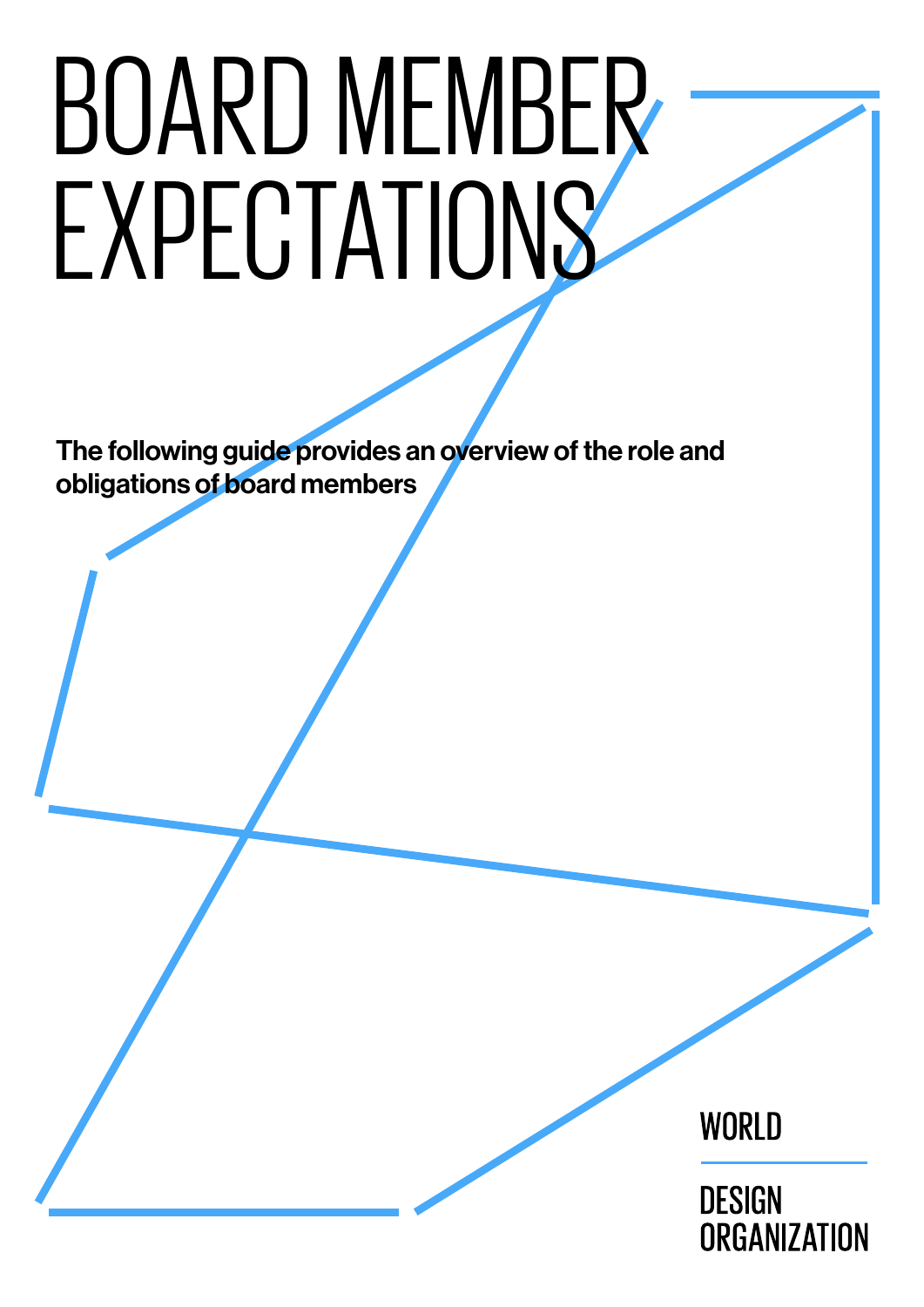# BOARD MEMBER EXPECTATIONS

**The following guide provides an overview of the role and obligations of board members**

WORLD

DESIGN ORGANIZATION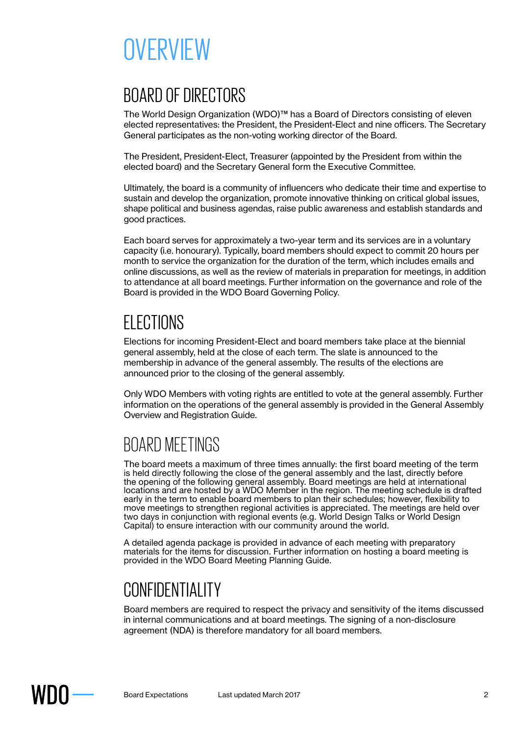# OVERVIEW

## BOARD OF DIRECTORS

The World Design Organization (WDO)™ has a Board of Directors consisting of eleven elected representatives: the President, the President-Elect and nine officers. The Secretary General participates as the non-voting working director of the Board.

The President, President-Elect, Treasurer (appointed by the President from within the elected board) and the Secretary General form the Executive Committee.

Ultimately, the board is a community of influencers who dedicate their time and expertise to sustain and develop the organization, promote innovative thinking on critical global issues, shape political and business agendas, raise public awareness and establish standards and good practices.

Each board serves for approximately a two-year term and its services are in a voluntary capacity (i.e. honourary). Typically, board members should expect to commit 20 hours per month to service the organization for the duration of the term, which includes emails and online discussions, as well as the review of materials in preparation for meetings, in addition to attendance at all board meetings. Further information on the governance and role of the Board is provided in the WDO Board Governing Policy.

## ELECTIONS

Elections for incoming President-Elect and board members take place at the biennial general assembly, held at the close of each term. The slate is announced to the membership in advance of the general assembly. The results of the elections are announced prior to the closing of the general assembly.

Only WDO Members with voting rights are entitled to vote at the general assembly. Further information on the operations of the general assembly is provided in the General Assembly Overview and Registration Guide.

## BOARD MEETINGS

The board meets a maximum of three times annually: the first board meeting of the term is held directly following the close of the general assembly and the last, directly before the opening of the following general assembly. Board meetings are held at international locations and are hosted by a WDO Member in the region. The meeting schedule is drafted early in the term to enable board members to plan their schedules; however, flexibility to move meetings to strengthen regional activities is appreciated. The meetings are held over two days in conjunction with regional events (e.g. World Design Talks or World Design Capital) to ensure interaction with our community around the world.

A detailed agenda package is provided in advance of each meeting with preparatory materials for the items for discussion. Further information on hosting a board meeting is provided in the WDO Board Meeting Planning Guide.

## CONFIDENTIALITY

Board members are required to respect the privacy and sensitivity of the items discussed in internal communications and at board meetings. The signing of a non-disclosure agreement (NDA) is therefore mandatory for all board members.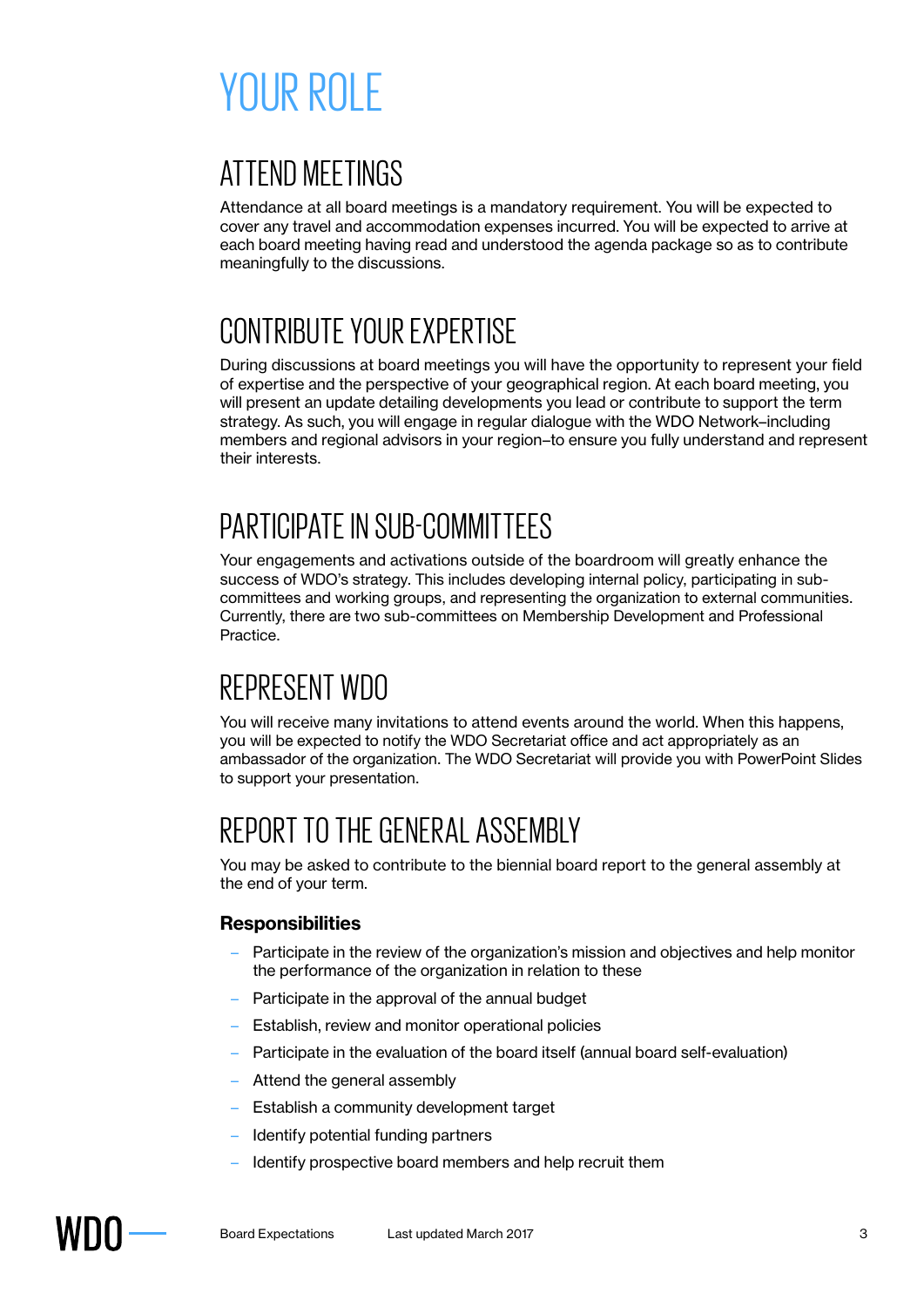# YOUR ROLE

## ATTEND MEETINGS

Attendance at all board meetings is a mandatory requirement. You will be expected to cover any travel and accommodation expenses incurred. You will be expected to arrive at each board meeting having read and understood the agenda package so as to contribute meaningfully to the discussions.

## CONTRIBUTE YOUR EXPERTISE

During discussions at board meetings you will have the opportunity to represent your field of expertise and the perspective of your geographical region. At each board meeting, you will present an update detailing developments you lead or contribute to support the term strategy. As such, you will engage in regular dialogue with the WDO Network–including members and regional advisors in your region–to ensure you fully understand and represent their interests.

## PARTICIPATE IN SUB-COMMITTEES

Your engagements and activations outside of the boardroom will greatly enhance the success of WDO's strategy. This includes developing internal policy, participating in sub-committees and working groups, and representing the organization to external communities. Currently, there are two sub-committees on Membership Development and Professional Practice.

## REPRESENT WDO

You will receive many invitations to attend events around the world. When this happens, you will be expected to notify the WDO Secretariat office and act appropriately as an ambassador of the organization. The WDO Secretariat will provide you with PowerPoint Slides to support your presentation.

## REPORT TO THE GENERAL ASSEMBLY

You may be asked to contribute to the biennial board report to the general assembly at the end of your term.

### Responsibilities

- Participate in the review of the organization's mission and objectives and help monitor the performance of the organization in relation to these
- Participate in the approval of the annual budget
- Establish, review and monitor operational policies
- Participate in the evaluation of the board itself (annual board self-evaluation)
- Attend the general assembly
- Establish a community development target
- Identify potential funding partners
- Identify prospective board members and help recruit them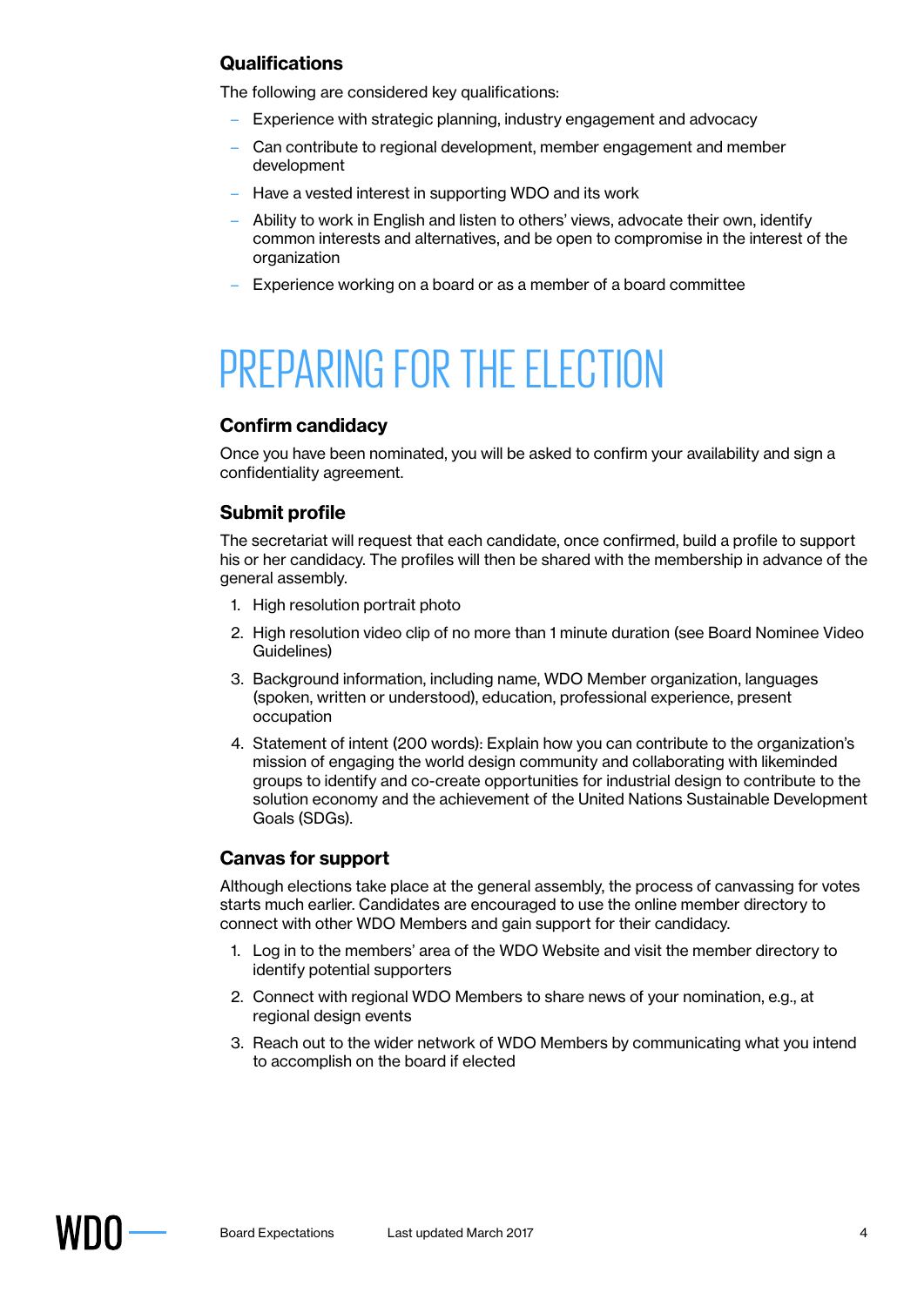### Qualifications

The following are considered key qualifications:

- Experience with strategic planning, industry engagement and advocacy
- Can contribute to regional development, member engagement and member development
- Have a vested interest in supporting WDO and its work
- Ability to work in English and listen to others' views, advocate their own, identify common interests and alternatives, and be open to compromise in the interest of the organization
- Experience working on a board or as a member of a board committee

# PREPARING FOR THE ELECTION

### Confirm candidacy

Once you have been nominated, you will be asked to confirm your availability and sign a confidentiality agreement.

### Submit profile

The secretariat will request that each candidate, once confirmed, build a profile to support his or her candidacy. The profiles will then be shared with the membership in advance of the general assembly.

1. High resolution portrait photo
2. High resolution video clip of no more than 1 minute duration (see Board Nominee Video Guidelines)
3. Background information, including name, WDO Member organization, languages (spoken, written or understood), education, professional experience, present occupation
4. Statement of intent (200 words): Explain how you can contribute to the organization's mission of engaging the world design community and collaborating with likeminded groups to identify and co-create opportunities for industrial design to contribute to the solution economy and the achievement of the United Nations Sustainable Development Goals (SDGs).

### Canvas for support

Although elections take place at the general assembly, the process of canvassing for votes starts much earlier. Candidates are encouraged to use the online member directory to connect with other WDO Members and gain support for their candidacy.

1. Log in to the members' area of the WDO Website and visit the member directory to identify potential supporters
2. Connect with regional WDO Members to share news of your nomination, e.g., at regional design events
3. Reach out to the wider network of WDO Members by communicating what you intend to accomplish on the board if elected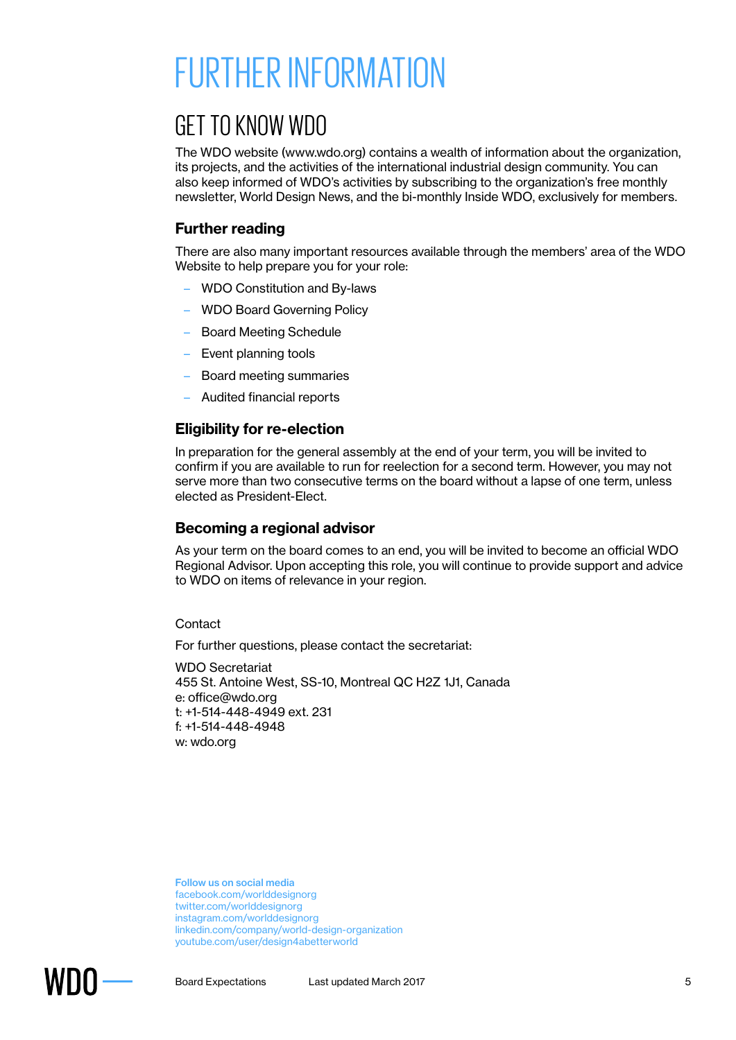# FURTHER INFORMATION

## GET TO KNOW WDO

The WDO website (www.wdo.org) contains a wealth of information about the organization, its projects, and the activities of the international industrial design community. You can also keep informed of WDO's activities by subscribing to the organization's free monthly newsletter, World Design News, and the bi-monthly Inside WDO, exclusively for members.

### Further reading

There are also many important resources available through the members' area of the WDO Website to help prepare you for your role:

- WDO Constitution and By-laws
- WDO Board Governing Policy
- Board Meeting Schedule
- Event planning tools
- Board meeting summaries
- Audited financial reports

### Eligibility for re-election

In preparation for the general assembly at the end of your term, you will be invited to confirm if you are available to run for reelection for a second term. However, you may not serve more than two consecutive terms on the board without a lapse of one term, unless elected as President-Elect.

### Becoming a regional advisor

As your term on the board comes to an end, you will be invited to become an official WDO Regional Advisor. Upon accepting this role, you will continue to provide support and advice to WDO on items of relevance in your region.

Contact

For further questions, please contact the secretariat:

WDO Secretariat
455 St. Antoine West, SS-10, Montreal QC H2Z 1J1, Canada
e: office@wdo.org
t: +1-514-448-4949 ext. 231
f: +1-514-448-4948
w: wdo.org

**Follow us on social media**
facebook.com/worlddesignorg
twitter.com/worlddesignorg
instagram.com/worlddesignorg
linkedin.com/company/world-design-organization
youtube.com/user/design4abetterworld